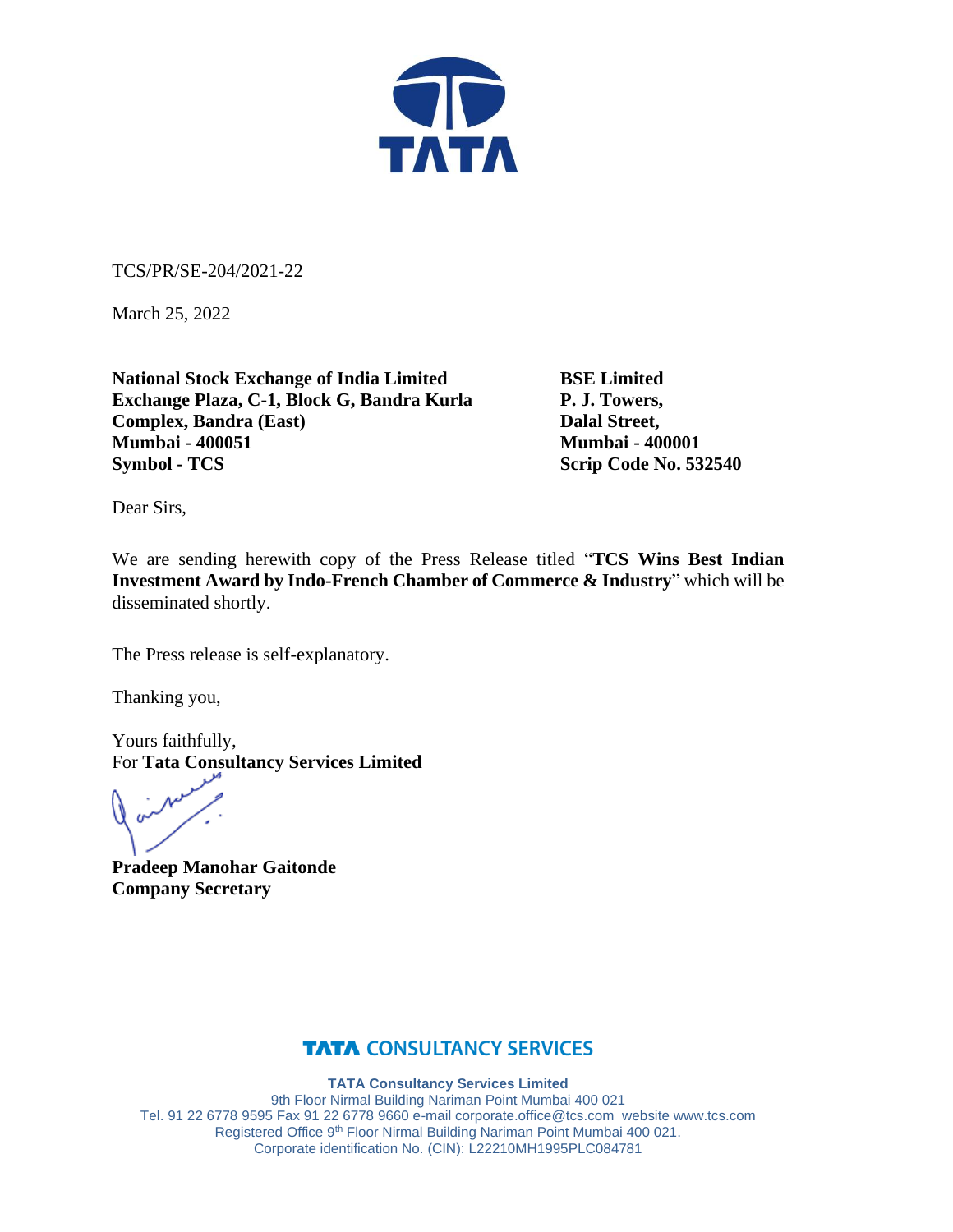TCS/PR/SE-204/2021-22

March 25, 2022

**National Stock Exchange of India Limited**
**Exchange Plaza, C-1, Block G, Bandra Kurla Complex, Bandra (East)**
**Mumbai - 400051**
**Symbol - TCS**

**BSE Limited**
**P. J. Towers,**
**Dalal Street,**
**Mumbai - 400001**
**Scrip Code No. 532540**

Dear Sirs,

We are sending herewith copy of the Press Release titled "**TCS Wins Best Indian Investment Award by Indo-French Chamber of Commerce & Industry**" which will be disseminated shortly.

The Press release is self-explanatory.

Thanking you,

Yours faithfully,
For **Tata Consultancy Services Limited**

**Pradeep Manohar Gaitonde**
**Company Secretary**

**TATA CONSULTANCY SERVICES**

**TATA Consultancy Services Limited**
9th Floor Nirmal Building Nariman Point Mumbai 400 021
Tel. 91 22 6778 9595 Fax 91 22 6778 9660 e-mail corporate.office@tcs.com website www.tcs.com
Registered Office 9th Floor Nirmal Building Nariman Point Mumbai 400 021.
Corporate identification No. (CIN): L22210MH1995PLC084781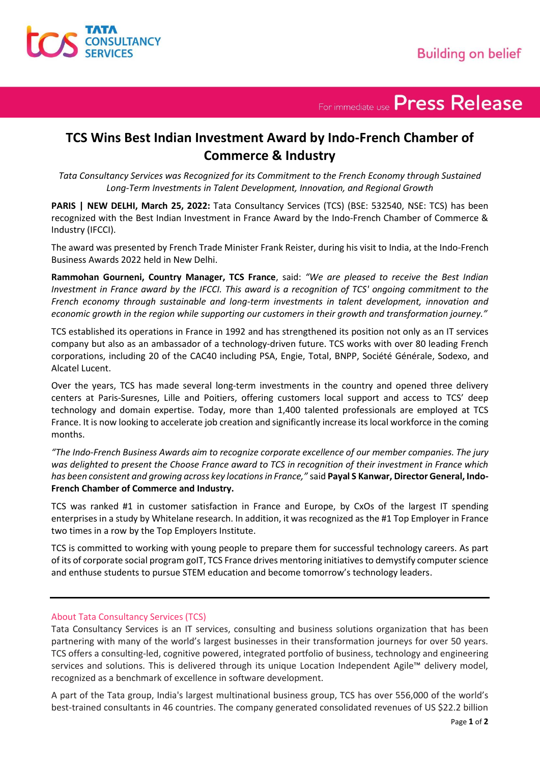# TCS Wins Best Indian Investment Award by Indo-French Chamber of Commerce & Industry

*Tata Consultancy Services was Recognized for its Commitment to the French Economy through Sustained Long-Term Investments in Talent Development, Innovation, and Regional Growth*

**PARIS | NEW DELHI, March 25, 2022:** Tata Consultancy Services (TCS) (BSE: 532540, NSE: TCS) has been recognized with the Best Indian Investment in France Award by the Indo-French Chamber of Commerce & Industry (IFCCI).

The award was presented by French Trade Minister Frank Reister, during his visit to India, at the Indo-French Business Awards 2022 held in New Delhi.

**Rammohan Gourneni, Country Manager, TCS France**, said: *"We are pleased to receive the Best Indian Investment in France award by the IFCCI. This award is a recognition of TCS' ongoing commitment to the French economy through sustainable and long-term investments in talent development, innovation and economic growth in the region while supporting our customers in their growth and transformation journey."*

TCS established its operations in France in 1992 and has strengthened its position not only as an IT services company but also as an ambassador of a technology-driven future. TCS works with over 80 leading French corporations, including 20 of the CAC40 including PSA, Engie, Total, BNPP, Société Générale, Sodexo, and Alcatel Lucent.

Over the years, TCS has made several long-term investments in the country and opened three delivery centers at Paris-Suresnes, Lille and Poitiers, offering customers local support and access to TCS' deep technology and domain expertise. Today, more than 1,400 talented professionals are employed at TCS France. It is now looking to accelerate job creation and significantly increase its local workforce in the coming months.

*"The Indo-French Business Awards aim to recognize corporate excellence of our member companies. The jury was delighted to present the Choose France award to TCS in recognition of their investment in France which has been consistent and growing across key locations in France,"* said **Payal S Kanwar, Director General, Indo-French Chamber of Commerce and Industry.**

TCS was ranked #1 in customer satisfaction in France and Europe, by CxOs of the largest IT spending enterprises in a study by Whitelane research. In addition, it was recognized as the #1 Top Employer in France two times in a row by the Top Employers Institute.

TCS is committed to working with young people to prepare them for successful technology careers. As part of its of corporate social program goIT, TCS France drives mentoring initiatives to demystify computer science and enthuse students to pursue STEM education and become tomorrow's technology leaders.

---

## About Tata Consultancy Services (TCS)

Tata Consultancy Services is an IT services, consulting and business solutions organization that has been partnering with many of the world's largest businesses in their transformation journeys for over 50 years. TCS offers a consulting-led, cognitive powered, integrated portfolio of business, technology and engineering services and solutions. This is delivered through its unique Location Independent Agile™ delivery model, recognized as a benchmark of excellence in software development.

A part of the Tata group, India's largest multinational business group, TCS has over 556,000 of the world's best-trained consultants in 46 countries. The company generated consolidated revenues of US $22.2 billion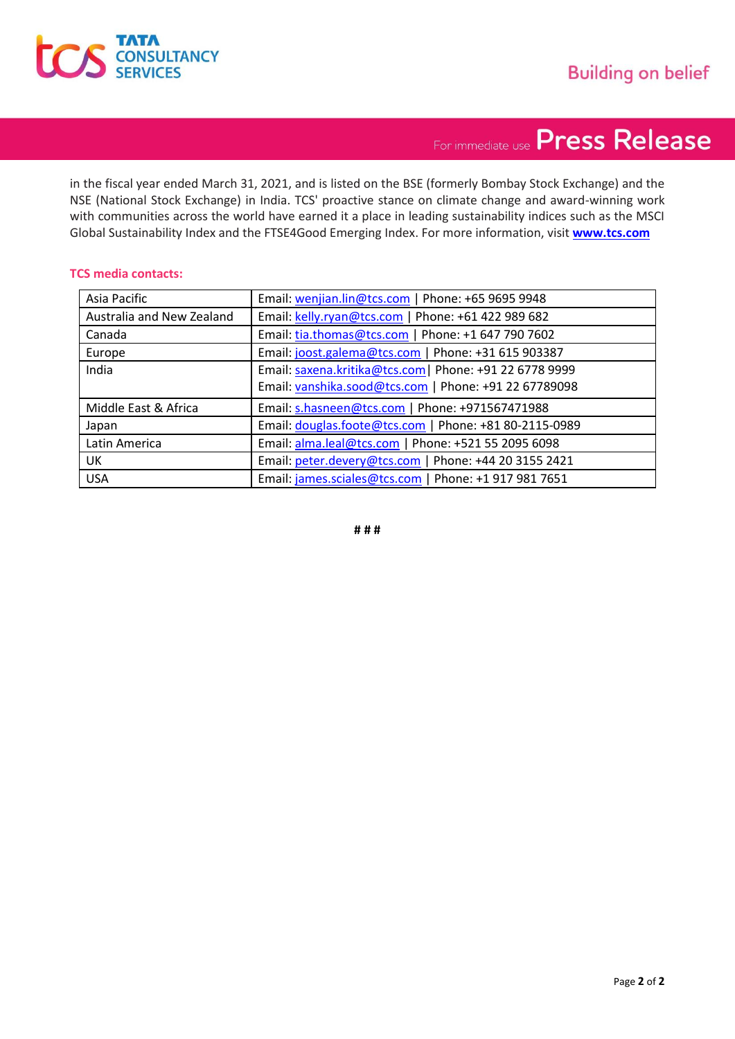in the fiscal year ended March 31, 2021, and is listed on the BSE (formerly Bombay Stock Exchange) and the NSE (National Stock Exchange) in India. TCS' proactive stance on climate change and award-winning work with communities across the world have earned it a place in leading sustainability indices such as the MSCI Global Sustainability Index and the FTSE4Good Emerging Index. For more information, visit **www.tcs.com**

**TCS media contacts:**

| | |
|---|---|
| Asia Pacific | Email: wenjian.lin@tcs.com \| Phone: +65 9695 9948 |
| Australia and New Zealand | Email: kelly.ryan@tcs.com \| Phone: +61 422 989 682 |
| Canada | Email: tia.thomas@tcs.com \| Phone: +1 647 790 7602 |
| Europe | Email: joost.galema@tcs.com \| Phone: +31 615 903387 |
| India | Email: saxena.kritika@tcs.com\| Phone: +91 22 6778 9999<br>Email: vanshika.sood@tcs.com \| Phone: +91 22 67789098 |
| Middle East & Africa | Email: s.hasneen@tcs.com \| Phone: +971567471988 |
| Japan | Email: douglas.foote@tcs.com \| Phone: +81 80-2115-0989 |
| Latin America | Email: alma.leal@tcs.com \| Phone: +521 55 2095 6098 |
| UK | Email: peter.devery@tcs.com \| Phone: +44 20 3155 2421 |
| USA | Email: james.sciales@tcs.com \| Phone: +1 917 981 7651 |

# # #